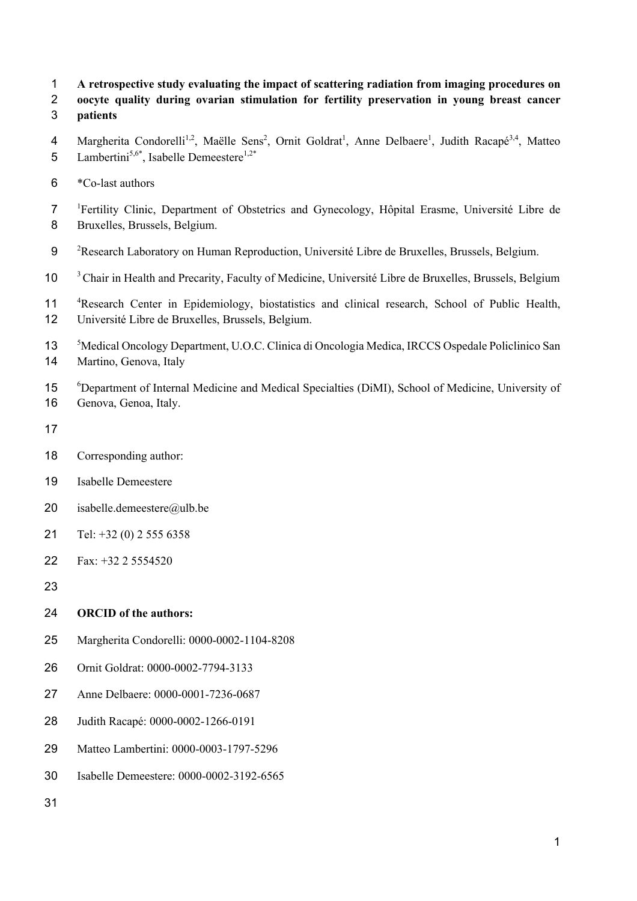# A retrospective study evaluating the impact of scattering radiation from imaging procedures on oocyte quality during ovarian stimulation for fertility preservation in young breast cancer patients

Margherita Condorelli[1,2], Maëlle Sens[2], Ornit Goldrat[1], Anne Delbaere[1], Judith Racapé[3,4], Matteo Lambertini[5,6*], Isabelle Demeestere[1,2*]

*Co-last authors

[1]Fertility Clinic, Department of Obstetrics and Gynecology, Hôpital Erasme, Université Libre de Bruxelles, Brussels, Belgium.

[2]Research Laboratory on Human Reproduction, Université Libre de Bruxelles, Brussels, Belgium.

[3] Chair in Health and Precarity, Faculty of Medicine, Université Libre de Bruxelles, Brussels, Belgium

[4]Research Center in Epidemiology, biostatistics and clinical research, School of Public Health, Université Libre de Bruxelles, Brussels, Belgium.

[5]Medical Oncology Department, U.O.C. Clinica di Oncologia Medica, IRCCS Ospedale Policlinico San Martino, Genova, Italy

[6]Department of Internal Medicine and Medical Specialties (DiMI), School of Medicine, University of Genova, Genoa, Italy.

Corresponding author:

Isabelle Demeestere

isabelle.demeestere@ulb.be

Tel: +32 (0) 2 555 6358

Fax: +32 2 5554520

**ORCID of the authors:**

Margherita Condorelli: 0000-0002-1104-8208

Ornit Goldrat: 0000-0002-7794-3133

Anne Delbaere: 0000-0001-7236-0687

Judith Racapé: 0000-0002-1266-0191

Matteo Lambertini: 0000-0003-1797-5296

Isabelle Demeestere: 0000-0002-3192-6565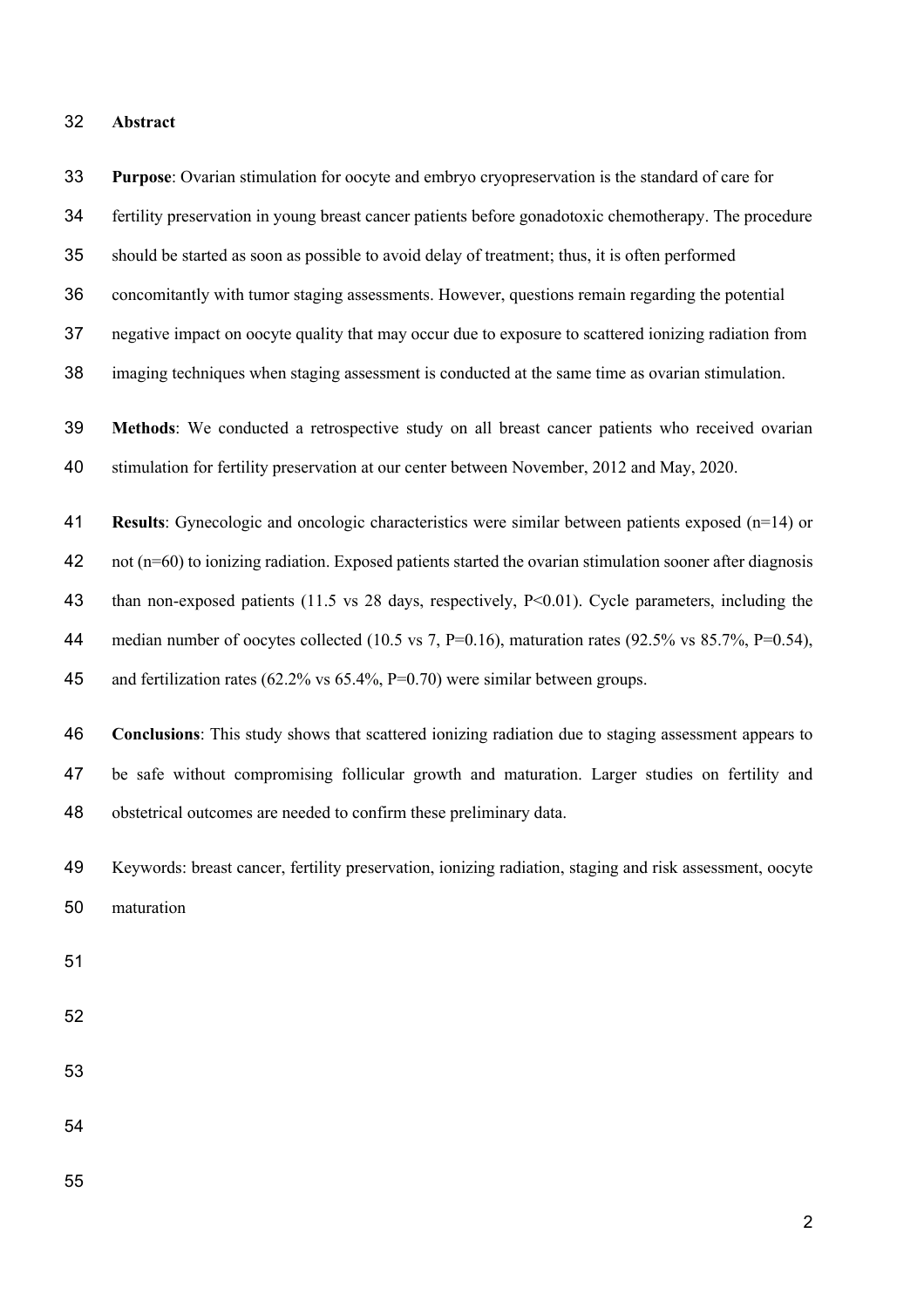## Abstract

**Purpose**: Ovarian stimulation for oocyte and embryo cryopreservation is the standard of care for fertility preservation in young breast cancer patients before gonadotoxic chemotherapy. The procedure should be started as soon as possible to avoid delay of treatment; thus, it is often performed concomitantly with tumor staging assessments. However, questions remain regarding the potential negative impact on oocyte quality that may occur due to exposure to scattered ionizing radiation from imaging techniques when staging assessment is conducted at the same time as ovarian stimulation.

**Methods**: We conducted a retrospective study on all breast cancer patients who received ovarian stimulation for fertility preservation at our center between November, 2012 and May, 2020.

**Results**: Gynecologic and oncologic characteristics were similar between patients exposed (n=14) or not (n=60) to ionizing radiation. Exposed patients started the ovarian stimulation sooner after diagnosis than non-exposed patients (11.5 vs 28 days, respectively, $P<0.01$). Cycle parameters, including the median number of oocytes collected (10.5 vs 7, $P=0.16$), maturation rates (92.5% vs 85.7%, $P=0.54$), and fertilization rates (62.2% vs 65.4%, $P=0.70$) were similar between groups.

**Conclusions**: This study shows that scattered ionizing radiation due to staging assessment appears to be safe without compromising follicular growth and maturation. Larger studies on fertility and obstetrical outcomes are needed to confirm these preliminary data.

Keywords: breast cancer, fertility preservation, ionizing radiation, staging and risk assessment, oocyte maturation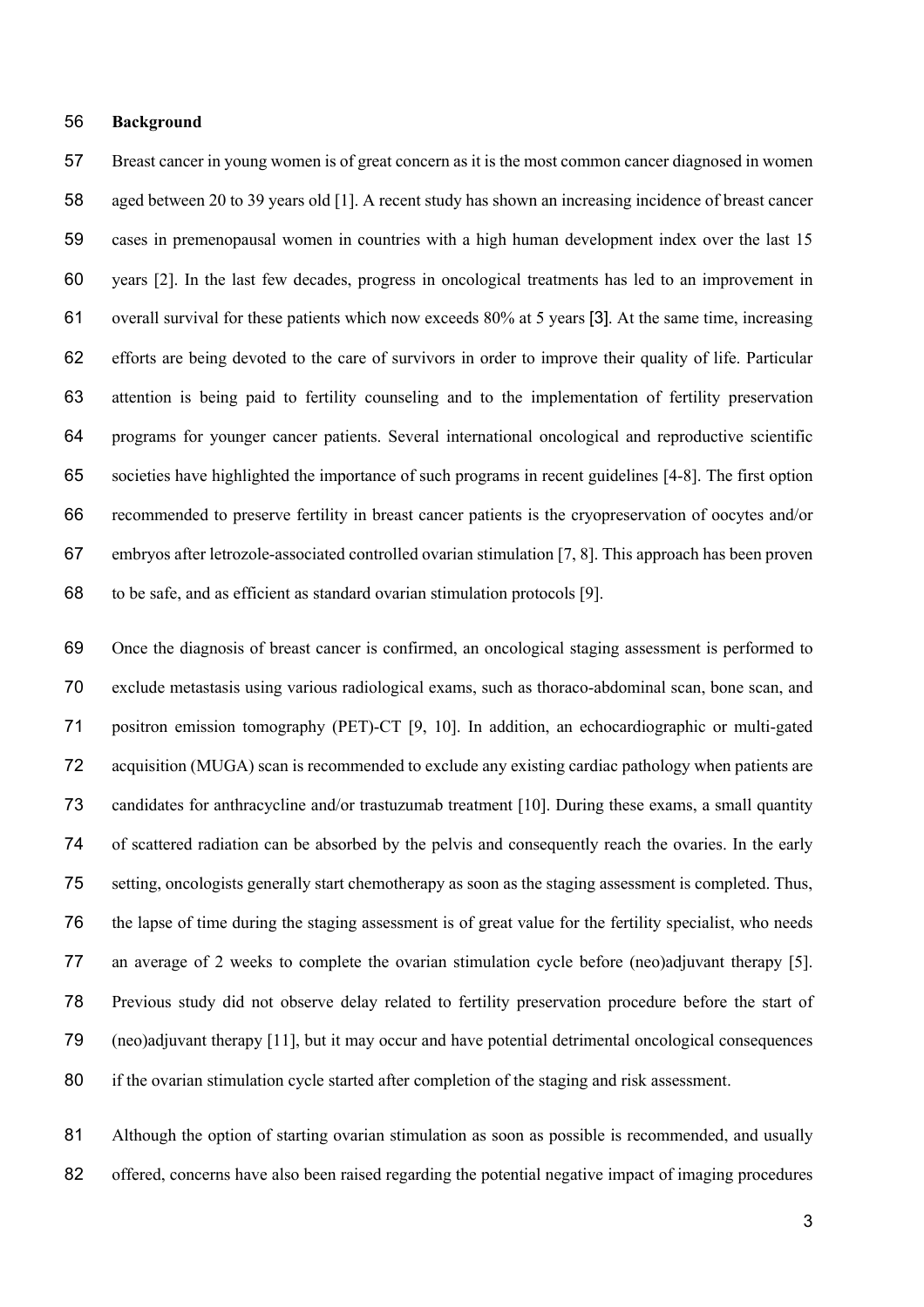## Background

Breast cancer in young women is of great concern as it is the most common cancer diagnosed in women aged between 20 to 39 years old [1]. A recent study has shown an increasing incidence of breast cancer cases in premenopausal women in countries with a high human development index over the last 15 years [2]. In the last few decades, progress in oncological treatments has led to an improvement in overall survival for these patients which now exceeds 80% at 5 years [3]. At the same time, increasing efforts are being devoted to the care of survivors in order to improve their quality of life. Particular attention is being paid to fertility counseling and to the implementation of fertility preservation programs for younger cancer patients. Several international oncological and reproductive scientific societies have highlighted the importance of such programs in recent guidelines [4-8]. The first option recommended to preserve fertility in breast cancer patients is the cryopreservation of oocytes and/or embryos after letrozole-associated controlled ovarian stimulation [7, 8]. This approach has been proven to be safe, and as efficient as standard ovarian stimulation protocols [9].

Once the diagnosis of breast cancer is confirmed, an oncological staging assessment is performed to exclude metastasis using various radiological exams, such as thoraco-abdominal scan, bone scan, and positron emission tomography (PET)-CT [9, 10]. In addition, an echocardiographic or multi-gated acquisition (MUGA) scan is recommended to exclude any existing cardiac pathology when patients are candidates for anthracycline and/or trastuzumab treatment [10]. During these exams, a small quantity of scattered radiation can be absorbed by the pelvis and consequently reach the ovaries. In the early setting, oncologists generally start chemotherapy as soon as the staging assessment is completed. Thus, the lapse of time during the staging assessment is of great value for the fertility specialist, who needs an average of 2 weeks to complete the ovarian stimulation cycle before (neo)adjuvant therapy [5]. Previous study did not observe delay related to fertility preservation procedure before the start of (neo)adjuvant therapy [11], but it may occur and have potential detrimental oncological consequences if the ovarian stimulation cycle started after completion of the staging and risk assessment.

Although the option of starting ovarian stimulation as soon as possible is recommended, and usually offered, concerns have also been raised regarding the potential negative impact of imaging procedures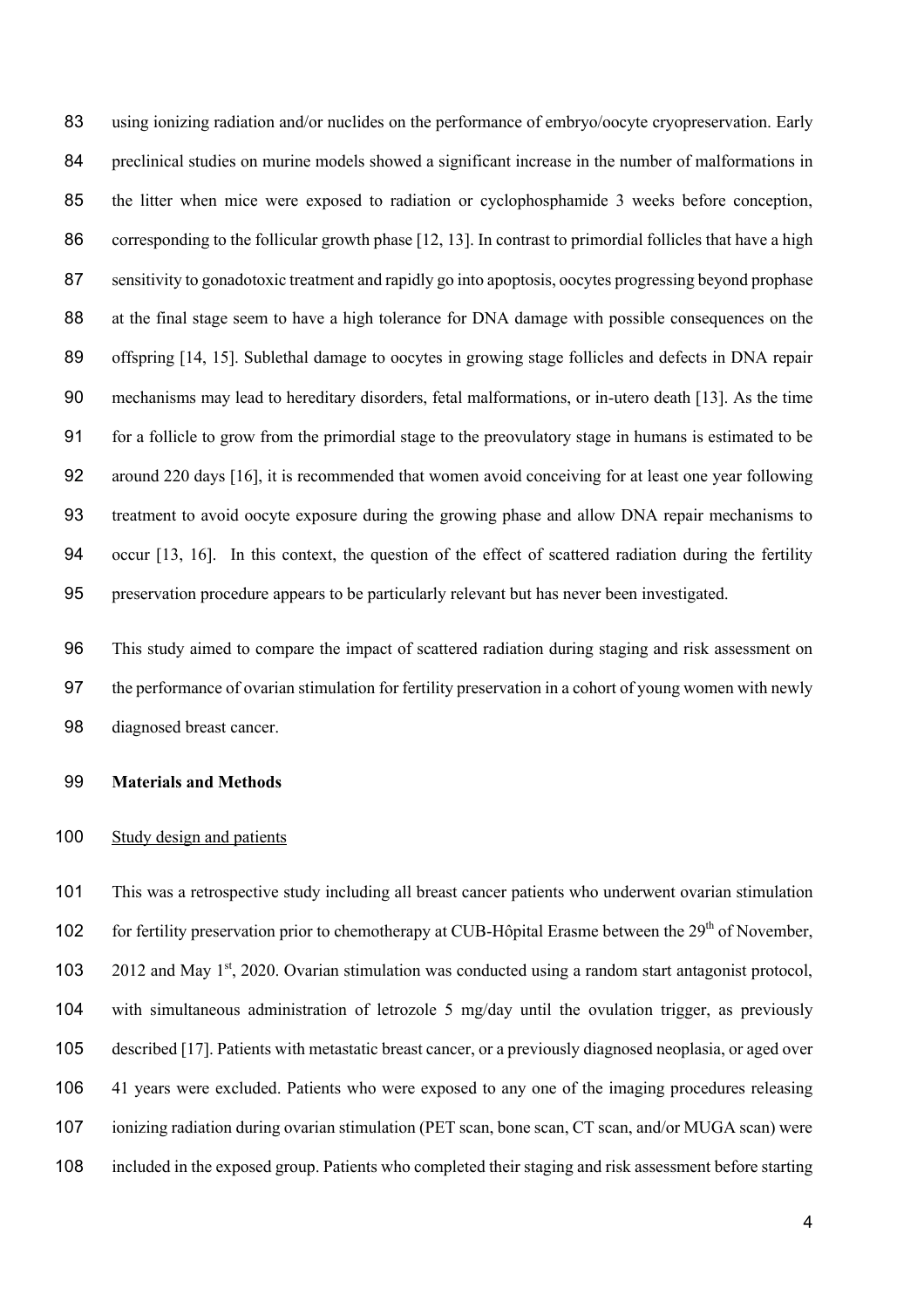using ionizing radiation and/or nuclides on the performance of embryo/oocyte cryopreservation. Early preclinical studies on murine models showed a significant increase in the number of malformations in the litter when mice were exposed to radiation or cyclophosphamide 3 weeks before conception, corresponding to the follicular growth phase [12, 13]. In contrast to primordial follicles that have a high sensitivity to gonadotoxic treatment and rapidly go into apoptosis, oocytes progressing beyond prophase at the final stage seem to have a high tolerance for DNA damage with possible consequences on the offspring [14, 15]. Sublethal damage to oocytes in growing stage follicles and defects in DNA repair mechanisms may lead to hereditary disorders, fetal malformations, or in-utero death [13]. As the time for a follicle to grow from the primordial stage to the preovulatory stage in humans is estimated to be around 220 days [16], it is recommended that women avoid conceiving for at least one year following treatment to avoid oocyte exposure during the growing phase and allow DNA repair mechanisms to occur [13, 16]. In this context, the question of the effect of scattered radiation during the fertility preservation procedure appears to be particularly relevant but has never been investigated.

This study aimed to compare the impact of scattered radiation during staging and risk assessment on the performance of ovarian stimulation for fertility preservation in a cohort of young women with newly diagnosed breast cancer.

**Materials and Methods**

Study design and patients

This was a retrospective study including all breast cancer patients who underwent ovarian stimulation for fertility preservation prior to chemotherapy at CUB-Hôpital Erasme between the 29th of November, 2012 and May 1st, 2020. Ovarian stimulation was conducted using a random start antagonist protocol, with simultaneous administration of letrozole 5 mg/day until the ovulation trigger, as previously described [17]. Patients with metastatic breast cancer, or a previously diagnosed neoplasia, or aged over 41 years were excluded. Patients who were exposed to any one of the imaging procedures releasing ionizing radiation during ovarian stimulation (PET scan, bone scan, CT scan, and/or MUGA scan) were included in the exposed group. Patients who completed their staging and risk assessment before starting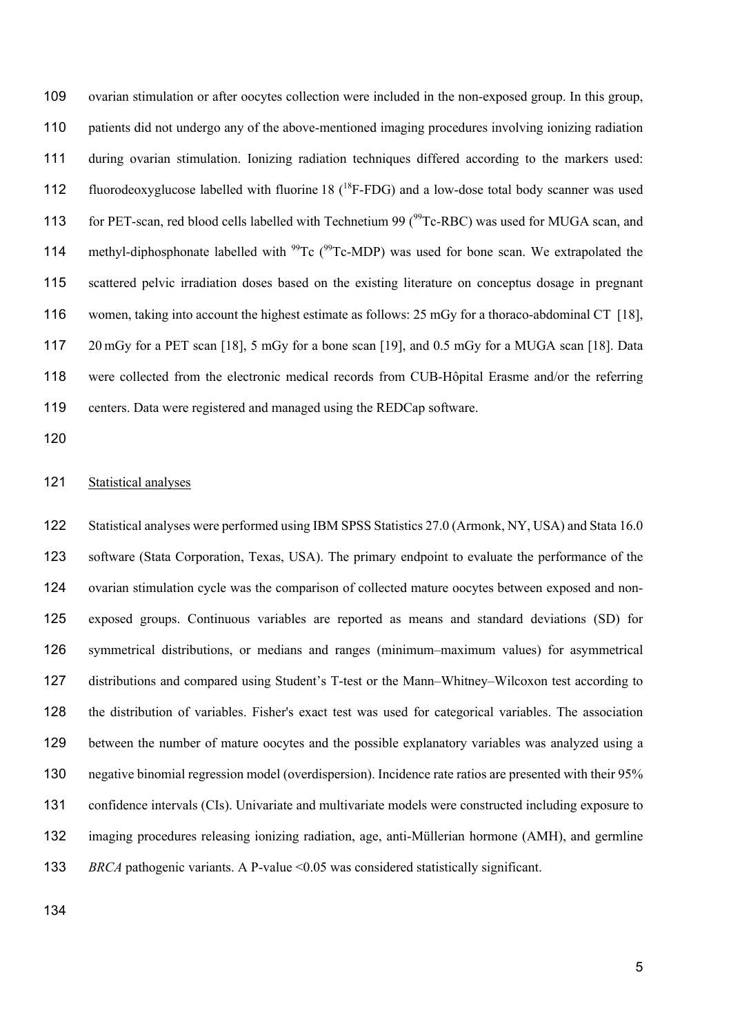ovarian stimulation or after oocytes collection were included in the non-exposed group. In this group, patients did not undergo any of the above-mentioned imaging procedures involving ionizing radiation during ovarian stimulation. Ionizing radiation techniques differed according to the markers used: fluorodeoxyglucose labelled with fluorine 18 ($^{18}$F-FDG) and a low-dose total body scanner was used for PET-scan, red blood cells labelled with Technetium 99 ($^{99}$Tc-RBC) was used for MUGA scan, and methyl-diphosphonate labelled with $^{99}$Tc ($^{99}$Tc-MDP) was used for bone scan. We extrapolated the scattered pelvic irradiation doses based on the existing literature on conceptus dosage in pregnant women, taking into account the highest estimate as follows: 25 mGy for a thoraco-abdominal CT [18], 20 mGy for a PET scan [18], 5 mGy for a bone scan [19], and 0.5 mGy for a MUGA scan [18]. Data were collected from the electronic medical records from CUB-Hôpital Erasme and/or the referring centers. Data were registered and managed using the REDCap software.

Statistical analyses

Statistical analyses were performed using IBM SPSS Statistics 27.0 (Armonk, NY, USA) and Stata 16.0 software (Stata Corporation, Texas, USA). The primary endpoint to evaluate the performance of the ovarian stimulation cycle was the comparison of collected mature oocytes between exposed and non-exposed groups. Continuous variables are reported as means and standard deviations (SD) for symmetrical distributions, or medians and ranges (minimum–maximum values) for asymmetrical distributions and compared using Student's T-test or the Mann–Whitney–Wilcoxon test according to the distribution of variables. Fisher's exact test was used for categorical variables. The association between the number of mature oocytes and the possible explanatory variables was analyzed using a negative binomial regression model (overdispersion). Incidence rate ratios are presented with their 95% confidence intervals (CIs). Univariate and multivariate models were constructed including exposure to imaging procedures releasing ionizing radiation, age, anti-Müllerian hormone (AMH), and germline *BRCA* pathogenic variants. A P-value $<0.05$ was considered statistically significant.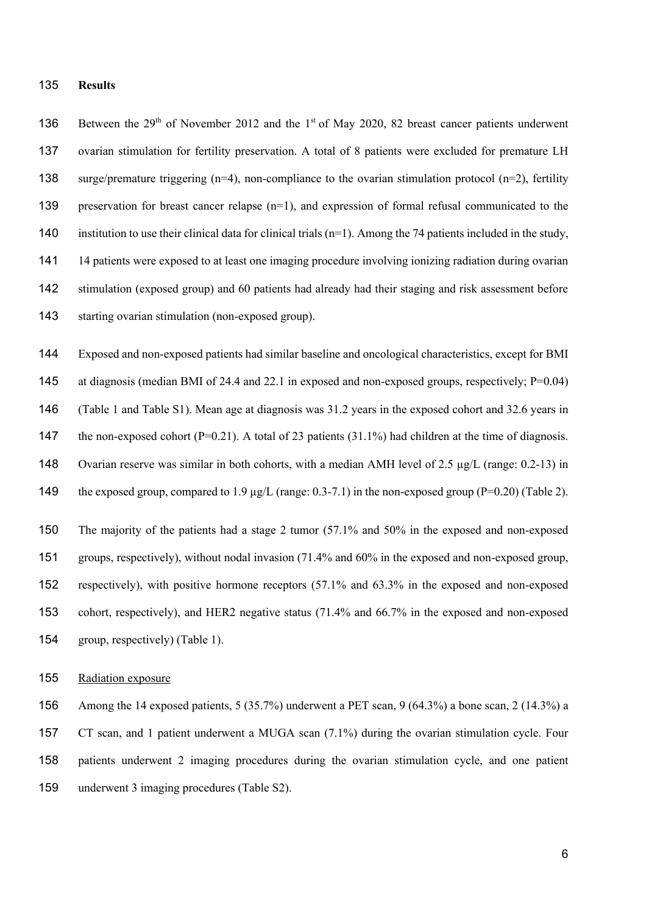## Results

Between the 29th of November 2012 and the 1st of May 2020, 82 breast cancer patients underwent ovarian stimulation for fertility preservation. A total of 8 patients were excluded for premature LH surge/premature triggering (n=4), non-compliance to the ovarian stimulation protocol (n=2), fertility preservation for breast cancer relapse (n=1), and expression of formal refusal communicated to the institution to use their clinical data for clinical trials (n=1). Among the 74 patients included in the study, 14 patients were exposed to at least one imaging procedure involving ionizing radiation during ovarian stimulation (exposed group) and 60 patients had already had their staging and risk assessment before starting ovarian stimulation (non-exposed group).

Exposed and non-exposed patients had similar baseline and oncological characteristics, except for BMI at diagnosis (median BMI of 24.4 and 22.1 in exposed and non-exposed groups, respectively; P=0.04) (Table 1 and Table S1). Mean age at diagnosis was 31.2 years in the exposed cohort and 32.6 years in the non-exposed cohort (P=0.21). A total of 23 patients (31.1%) had children at the time of diagnosis. Ovarian reserve was similar in both cohorts, with a median AMH level of 2.5 µg/L (range: 0.2-13) in the exposed group, compared to 1.9 µg/L (range: 0.3-7.1) in the non-exposed group (P=0.20) (Table 2).

The majority of the patients had a stage 2 tumor (57.1% and 50% in the exposed and non-exposed groups, respectively), without nodal invasion (71.4% and 60% in the exposed and non-exposed group, respectively), with positive hormone receptors (57.1% and 63.3% in the exposed and non-exposed cohort, respectively), and HER2 negative status (71.4% and 66.7% in the exposed and non-exposed group, respectively) (Table 1).

Radiation exposure

Among the 14 exposed patients, 5 (35.7%) underwent a PET scan, 9 (64.3%) a bone scan, 2 (14.3%) a CT scan, and 1 patient underwent a MUGA scan (7.1%) during the ovarian stimulation cycle. Four patients underwent 2 imaging procedures during the ovarian stimulation cycle, and one patient underwent 3 imaging procedures (Table S2).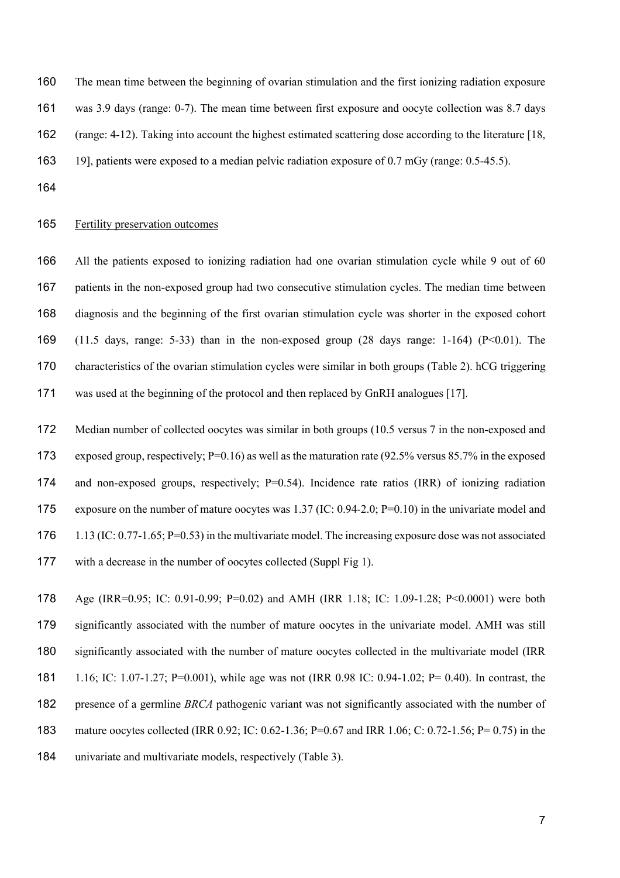The mean time between the beginning of ovarian stimulation and the first ionizing radiation exposure was 3.9 days (range: 0-7). The mean time between first exposure and oocyte collection was 8.7 days (range: 4-12). Taking into account the highest estimated scattering dose according to the literature [18, 19], patients were exposed to a median pelvic radiation exposure of 0.7 mGy (range: 0.5-45.5).

Fertility preservation outcomes

All the patients exposed to ionizing radiation had one ovarian stimulation cycle while 9 out of 60 patients in the non-exposed group had two consecutive stimulation cycles. The median time between diagnosis and the beginning of the first ovarian stimulation cycle was shorter in the exposed cohort (11.5 days, range: 5-33) than in the non-exposed group (28 days range: 1-164) (P<0.01). The characteristics of the ovarian stimulation cycles were similar in both groups (Table 2). hCG triggering was used at the beginning of the protocol and then replaced by GnRH analogues [17].

Median number of collected oocytes was similar in both groups (10.5 versus 7 in the non-exposed and exposed group, respectively; P=0.16) as well as the maturation rate (92.5% versus 85.7% in the exposed and non-exposed groups, respectively; P=0.54). Incidence rate ratios (IRR) of ionizing radiation exposure on the number of mature oocytes was 1.37 (IC: 0.94-2.0; P=0.10) in the univariate model and 1.13 (IC: 0.77-1.65; P=0.53) in the multivariate model. The increasing exposure dose was not associated with a decrease in the number of oocytes collected (Suppl Fig 1).

Age (IRR=0.95; IC: 0.91-0.99; P=0.02) and AMH (IRR 1.18; IC: 1.09-1.28; P<0.0001) were both significantly associated with the number of mature oocytes in the univariate model. AMH was still significantly associated with the number of mature oocytes collected in the multivariate model (IRR 1.16; IC: 1.07-1.27; P=0.001), while age was not (IRR 0.98 IC: 0.94-1.02; P= 0.40). In contrast, the presence of a germline *BRCA* pathogenic variant was not significantly associated with the number of mature oocytes collected (IRR 0.92; IC: 0.62-1.36; P=0.67 and IRR 1.06; C: 0.72-1.56; P= 0.75) in the univariate and multivariate models, respectively (Table 3).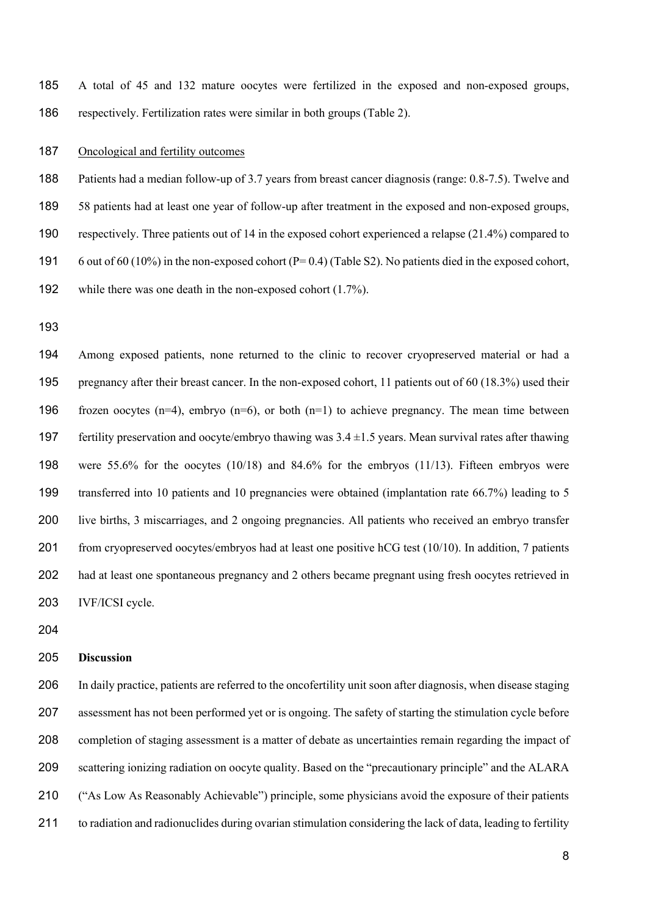A total of 45 and 132 mature oocytes were fertilized in the exposed and non-exposed groups, respectively. Fertilization rates were similar in both groups (Table 2).

Oncological and fertility outcomes

Patients had a median follow-up of 3.7 years from breast cancer diagnosis (range: 0.8-7.5). Twelve and 58 patients had at least one year of follow-up after treatment in the exposed and non-exposed groups, respectively. Three patients out of 14 in the exposed cohort experienced a relapse (21.4%) compared to 6 out of 60 (10%) in the non-exposed cohort (P= 0.4) (Table S2). No patients died in the exposed cohort, while there was one death in the non-exposed cohort (1.7%).

Among exposed patients, none returned to the clinic to recover cryopreserved material or had a pregnancy after their breast cancer. In the non-exposed cohort, 11 patients out of 60 (18.3%) used their frozen oocytes (n=4), embryo (n=6), or both (n=1) to achieve pregnancy. The mean time between fertility preservation and oocyte/embryo thawing was 3.4 ±1.5 years. Mean survival rates after thawing were 55.6% for the oocytes (10/18) and 84.6% for the embryos (11/13). Fifteen embryos were transferred into 10 patients and 10 pregnancies were obtained (implantation rate 66.7%) leading to 5 live births, 3 miscarriages, and 2 ongoing pregnancies. All patients who received an embryo transfer from cryopreserved oocytes/embryos had at least one positive hCG test (10/10). In addition, 7 patients had at least one spontaneous pregnancy and 2 others became pregnant using fresh oocytes retrieved in IVF/ICSI cycle.

## Discussion

In daily practice, patients are referred to the oncofertility unit soon after diagnosis, when disease staging assessment has not been performed yet or is ongoing. The safety of starting the stimulation cycle before completion of staging assessment is a matter of debate as uncertainties remain regarding the impact of scattering ionizing radiation on oocyte quality. Based on the "precautionary principle" and the ALARA ("As Low As Reasonably Achievable") principle, some physicians avoid the exposure of their patients to radiation and radionuclides during ovarian stimulation considering the lack of data, leading to fertility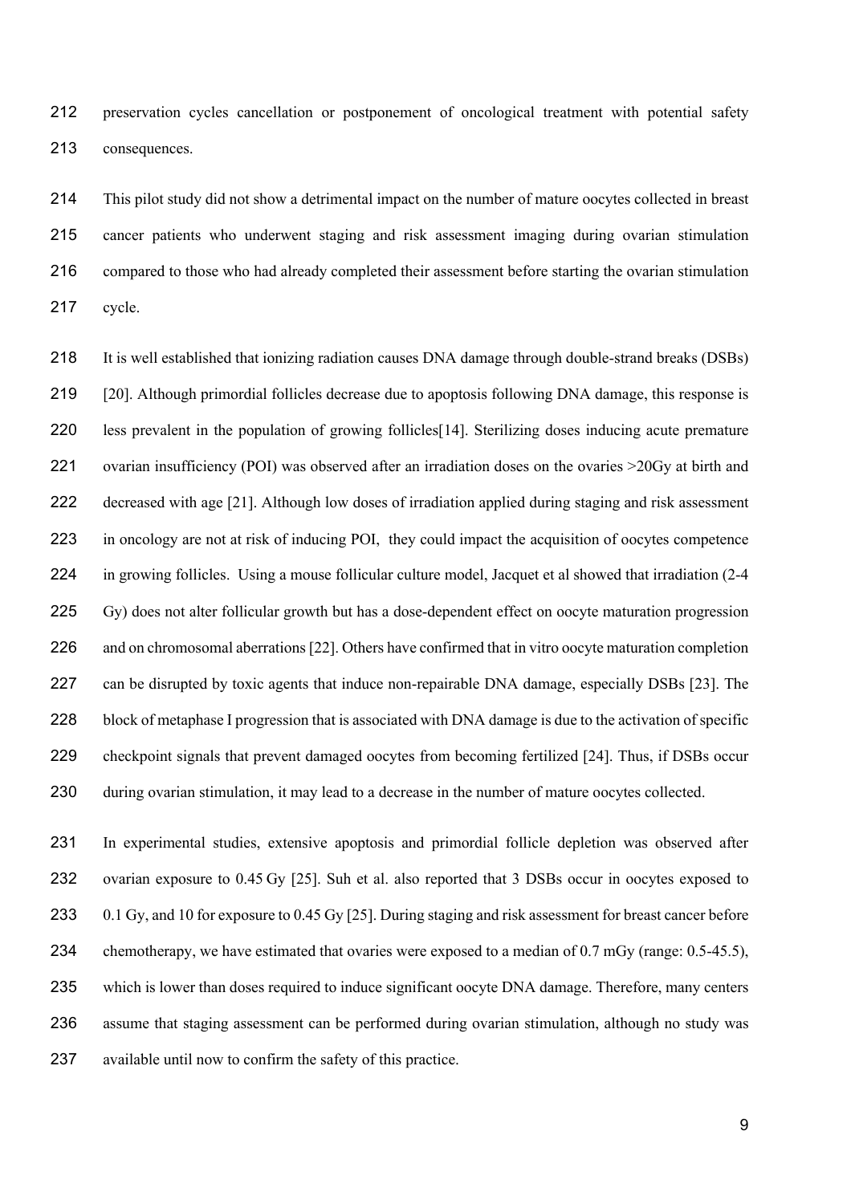preservation cycles cancellation or postponement of oncological treatment with potential safety consequences.

This pilot study did not show a detrimental impact on the number of mature oocytes collected in breast cancer patients who underwent staging and risk assessment imaging during ovarian stimulation compared to those who had already completed their assessment before starting the ovarian stimulation cycle.

It is well established that ionizing radiation causes DNA damage through double-strand breaks (DSBs) [20]. Although primordial follicles decrease due to apoptosis following DNA damage, this response is less prevalent in the population of growing follicles[14]. Sterilizing doses inducing acute premature ovarian insufficiency (POI) was observed after an irradiation doses on the ovaries >20Gy at birth and decreased with age [21]. Although low doses of irradiation applied during staging and risk assessment in oncology are not at risk of inducing POI, they could impact the acquisition of oocytes competence in growing follicles. Using a mouse follicular culture model, Jacquet et al showed that irradiation (2-4 Gy) does not alter follicular growth but has a dose-dependent effect on oocyte maturation progression and on chromosomal aberrations [22]. Others have confirmed that in vitro oocyte maturation completion can be disrupted by toxic agents that induce non-repairable DNA damage, especially DSBs [23]. The block of metaphase I progression that is associated with DNA damage is due to the activation of specific checkpoint signals that prevent damaged oocytes from becoming fertilized [24]. Thus, if DSBs occur during ovarian stimulation, it may lead to a decrease in the number of mature oocytes collected.

In experimental studies, extensive apoptosis and primordial follicle depletion was observed after ovarian exposure to 0.45 Gy [25]. Suh et al. also reported that 3 DSBs occur in oocytes exposed to 0.1 Gy, and 10 for exposure to 0.45 Gy [25]. During staging and risk assessment for breast cancer before chemotherapy, we have estimated that ovaries were exposed to a median of 0.7 mGy (range: 0.5-45.5), which is lower than doses required to induce significant oocyte DNA damage. Therefore, many centers assume that staging assessment can be performed during ovarian stimulation, although no study was available until now to confirm the safety of this practice.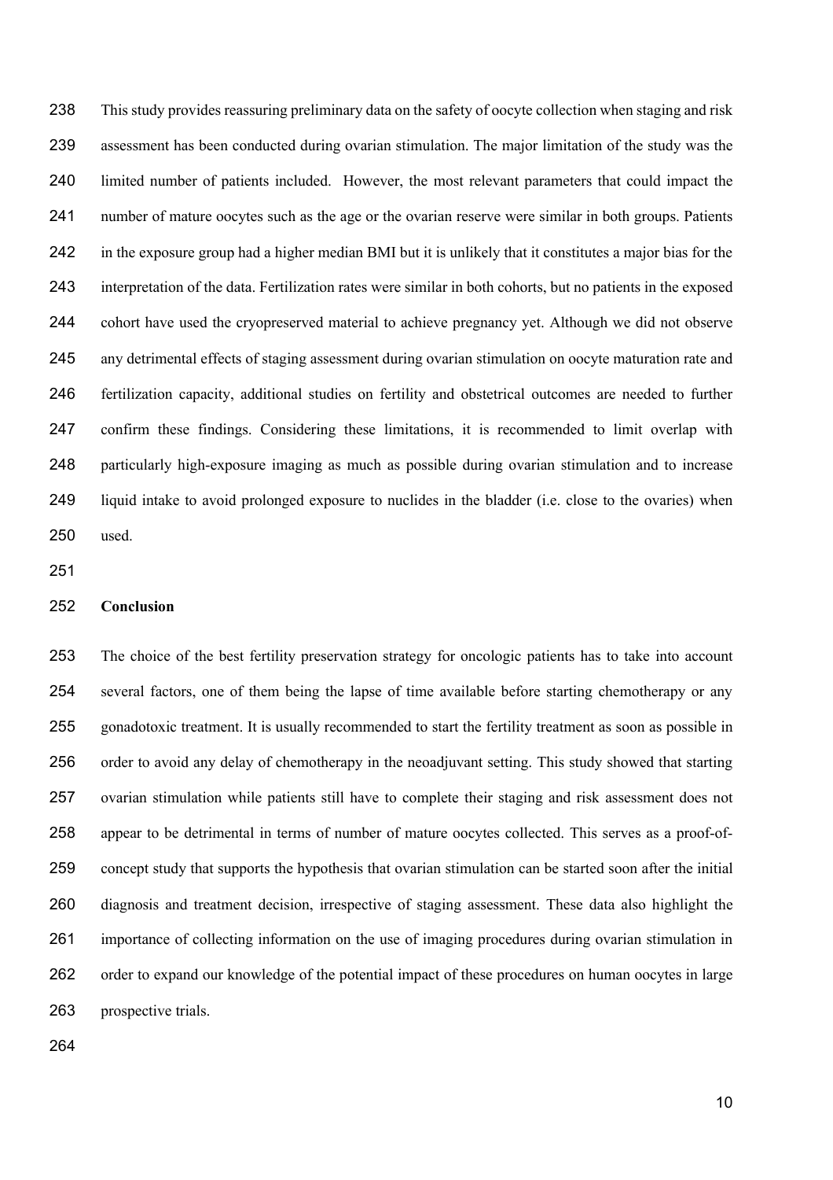This study provides reassuring preliminary data on the safety of oocyte collection when staging and risk assessment has been conducted during ovarian stimulation. The major limitation of the study was the limited number of patients included. However, the most relevant parameters that could impact the number of mature oocytes such as the age or the ovarian reserve were similar in both groups. Patients in the exposure group had a higher median BMI but it is unlikely that it constitutes a major bias for the interpretation of the data. Fertilization rates were similar in both cohorts, but no patients in the exposed cohort have used the cryopreserved material to achieve pregnancy yet. Although we did not observe any detrimental effects of staging assessment during ovarian stimulation on oocyte maturation rate and fertilization capacity, additional studies on fertility and obstetrical outcomes are needed to further confirm these findings. Considering these limitations, it is recommended to limit overlap with particularly high-exposure imaging as much as possible during ovarian stimulation and to increase liquid intake to avoid prolonged exposure to nuclides in the bladder (i.e. close to the ovaries) when used.

## Conclusion

The choice of the best fertility preservation strategy for oncologic patients has to take into account several factors, one of them being the lapse of time available before starting chemotherapy or any gonadotoxic treatment. It is usually recommended to start the fertility treatment as soon as possible in order to avoid any delay of chemotherapy in the neoadjuvant setting. This study showed that starting ovarian stimulation while patients still have to complete their staging and risk assessment does not appear to be detrimental in terms of number of mature oocytes collected. This serves as a proof-of-concept study that supports the hypothesis that ovarian stimulation can be started soon after the initial diagnosis and treatment decision, irrespective of staging assessment. These data also highlight the importance of collecting information on the use of imaging procedures during ovarian stimulation in order to expand our knowledge of the potential impact of these procedures on human oocytes in large prospective trials.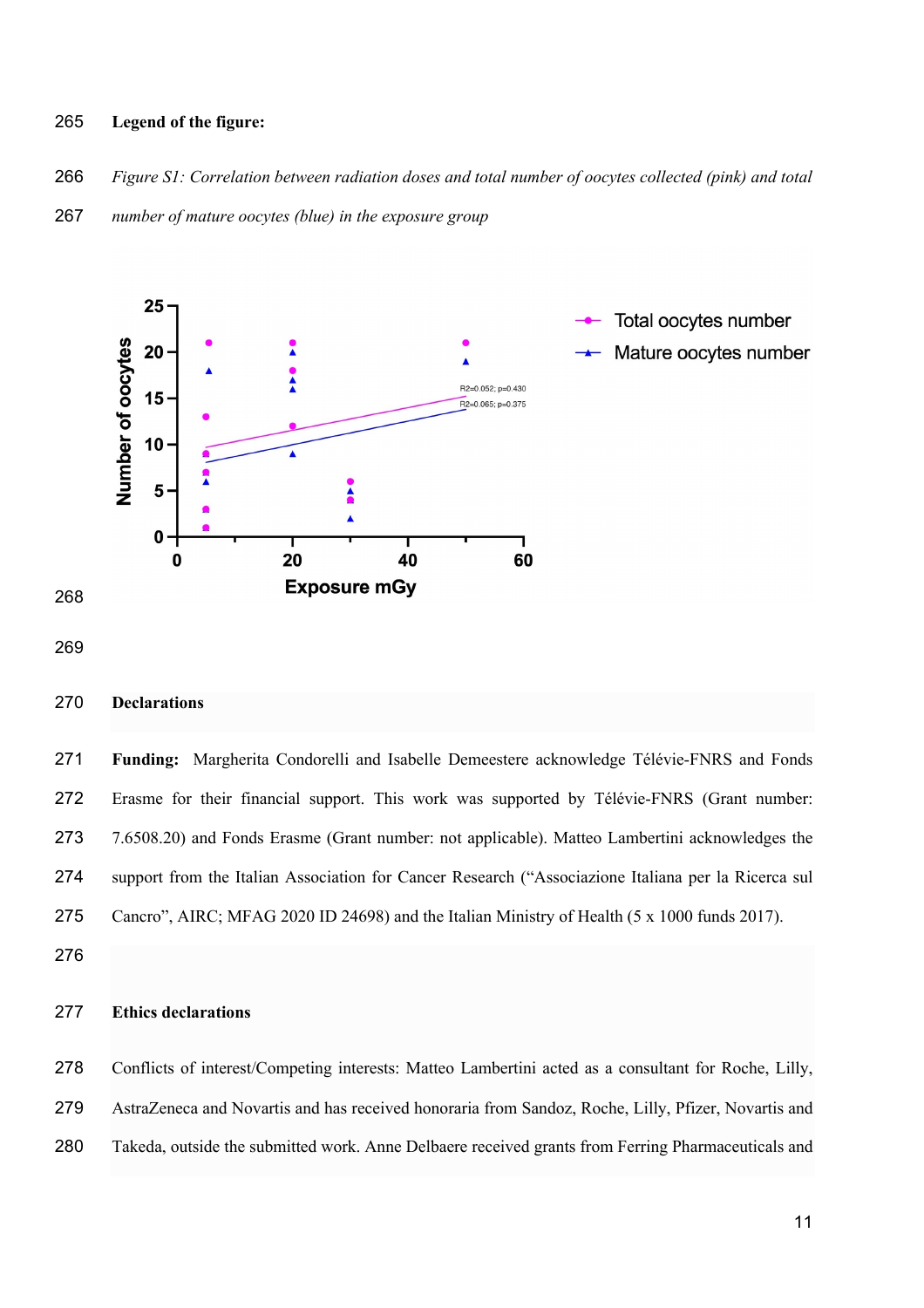**Legend of the figure:**

*Figure S1: Correlation between radiation doses and total number of oocytes collected (pink) and total number of mature oocytes (blue) in the exposure group*

**Declarations**

**Funding:** Margherita Condorelli and Isabelle Demeestere acknowledge Télévie-FNRS and Fonds Erasme for their financial support. This work was supported by Télévie-FNRS (Grant number: 7.6508.20) and Fonds Erasme (Grant number: not applicable). Matteo Lambertini acknowledges the support from the Italian Association for Cancer Research ("Associazione Italiana per la Ricerca sul Cancro", AIRC; MFAG 2020 ID 24698) and the Italian Ministry of Health (5 x 1000 funds 2017).

**Ethics declarations**

Conflicts of interest/Competing interests: Matteo Lambertini acted as a consultant for Roche, Lilly, AstraZeneca and Novartis and has received honoraria from Sandoz, Roche, Lilly, Pfizer, Novartis and Takeda, outside the submitted work. Anne Delbaere received grants from Ferring Pharmaceuticals and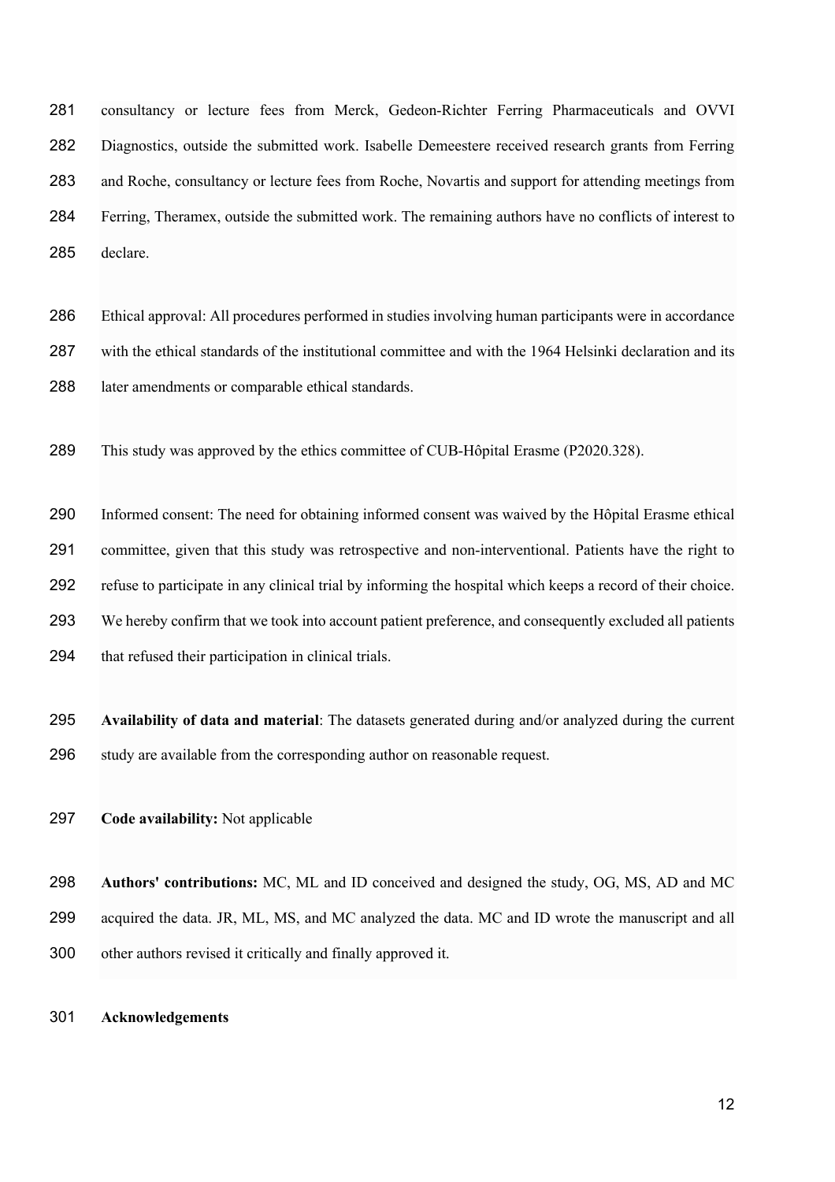consultancy or lecture fees from Merck, Gedeon-Richter Ferring Pharmaceuticals and OVVI Diagnostics, outside the submitted work. Isabelle Demeestere received research grants from Ferring and Roche, consultancy or lecture fees from Roche, Novartis and support for attending meetings from Ferring, Theramex, outside the submitted work. The remaining authors have no conflicts of interest to declare.

Ethical approval: All procedures performed in studies involving human participants were in accordance with the ethical standards of the institutional committee and with the 1964 Helsinki declaration and its later amendments or comparable ethical standards.

This study was approved by the ethics committee of CUB-Hôpital Erasme (P2020.328).

Informed consent: The need for obtaining informed consent was waived by the Hôpital Erasme ethical committee, given that this study was retrospective and non-interventional. Patients have the right to refuse to participate in any clinical trial by informing the hospital which keeps a record of their choice. We hereby confirm that we took into account patient preference, and consequently excluded all patients that refused their participation in clinical trials.

**Availability of data and material**: The datasets generated during and/or analyzed during the current study are available from the corresponding author on reasonable request.

**Code availability:** Not applicable

**Authors' contributions:** MC, ML and ID conceived and designed the study, OG, MS, AD and MC acquired the data. JR, ML, MS, and MC analyzed the data. MC and ID wrote the manuscript and all other authors revised it critically and finally approved it.

**Acknowledgements**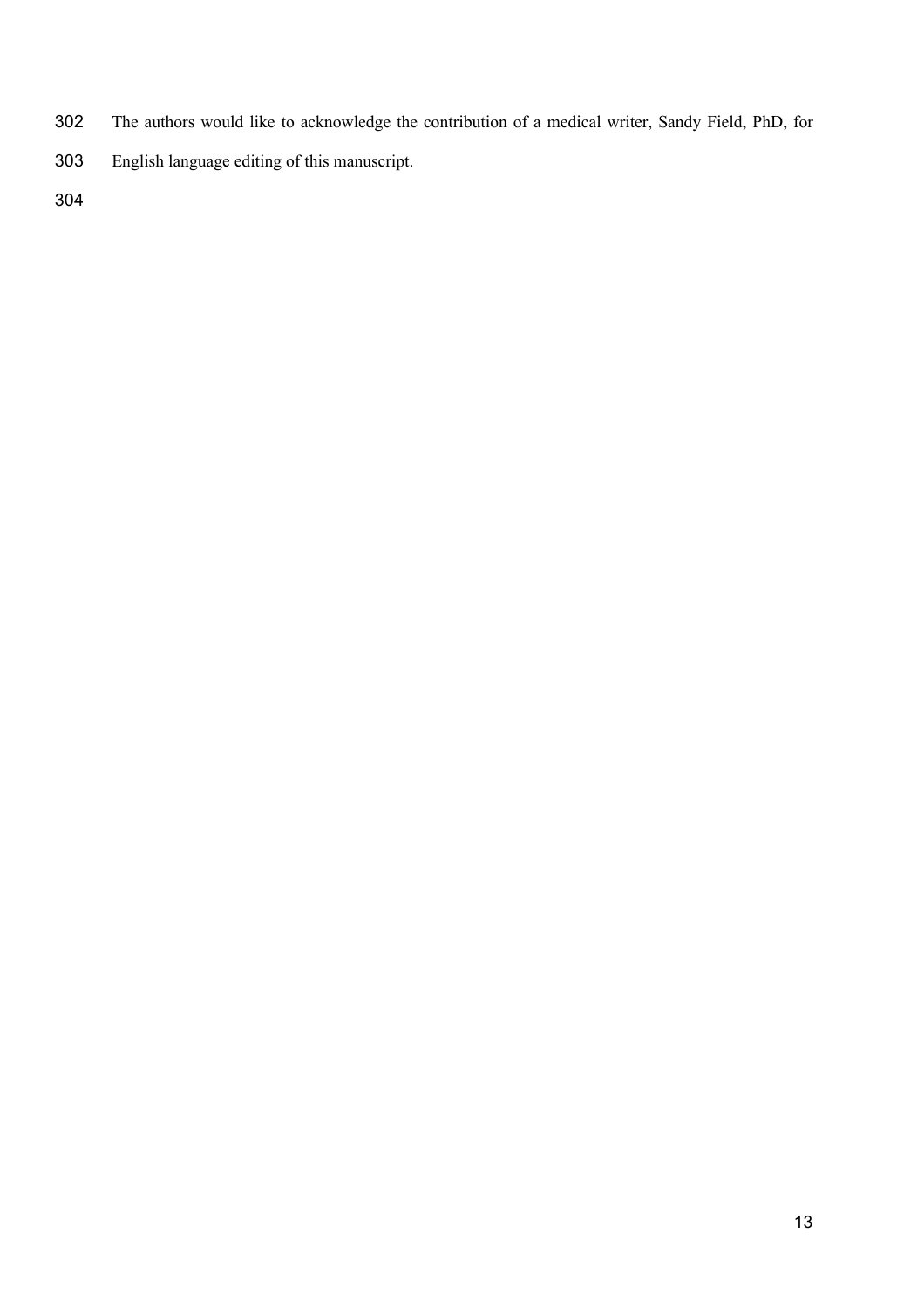The authors would like to acknowledge the contribution of a medical writer, Sandy Field, PhD, for English language editing of this manuscript.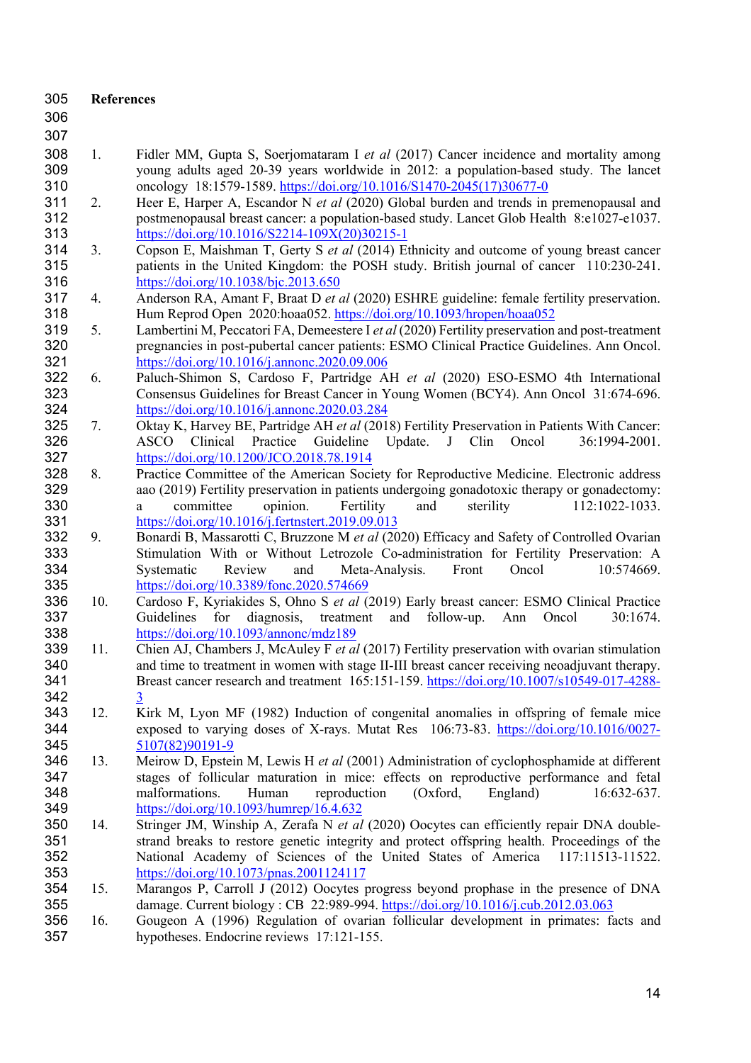## References

1. Fidler MM, Gupta S, Soerjomataram I *et al* (2017) Cancer incidence and mortality among young adults aged 20-39 years worldwide in 2012: a population-based study. The lancet oncology 18:1579-1589. https://doi.org/10.1016/S1470-2045(17)30677-0
2. Heer E, Harper A, Escandor N *et al* (2020) Global burden and trends in premenopausal and postmenopausal breast cancer: a population-based study. Lancet Glob Health 8:e1027-e1037. https://doi.org/10.1016/S2214-109X(20)30215-1
3. Copson E, Maishman T, Gerty S *et al* (2014) Ethnicity and outcome of young breast cancer patients in the United Kingdom: the POSH study. British journal of cancer 110:230-241. https://doi.org/10.1038/bjc.2013.650
4. Anderson RA, Amant F, Braat D *et al* (2020) ESHRE guideline: female fertility preservation. Hum Reprod Open 2020:hoaa052. https://doi.org/10.1093/hropen/hoaa052
5. Lambertini M, Peccatori FA, Demeestere I *et al* (2020) Fertility preservation and post-treatment pregnancies in post-pubertal cancer patients: ESMO Clinical Practice Guidelines. Ann Oncol. https://doi.org/10.1016/j.annonc.2020.09.006
6. Paluch-Shimon S, Cardoso F, Partridge AH *et al* (2020) ESO-ESMO 4th International Consensus Guidelines for Breast Cancer in Young Women (BCY4). Ann Oncol 31:674-696. https://doi.org/10.1016/j.annonc.2020.03.284
7. Oktay K, Harvey BE, Partridge AH *et al* (2018) Fertility Preservation in Patients With Cancer: ASCO Clinical Practice Guideline Update. J Clin Oncol 36:1994-2001. https://doi.org/10.1200/JCO.2018.78.1914
8. Practice Committee of the American Society for Reproductive Medicine. Electronic address aao (2019) Fertility preservation in patients undergoing gonadotoxic therapy or gonadectomy: a committee opinion. Fertility and sterility 112:1022-1033. https://doi.org/10.1016/j.fertnstert.2019.09.013
9. Bonardi B, Massarotti C, Bruzzone M *et al* (2020) Efficacy and Safety of Controlled Ovarian Stimulation With or Without Letrozole Co-administration for Fertility Preservation: A Systematic Review and Meta-Analysis. Front Oncol 10:574669. https://doi.org/10.3389/fonc.2020.574669
10. Cardoso F, Kyriakides S, Ohno S *et al* (2019) Early breast cancer: ESMO Clinical Practice Guidelines for diagnosis, treatment and follow-up. Ann Oncol 30:1674. https://doi.org/10.1093/annonc/mdz189
11. Chien AJ, Chambers J, McAuley F *et al* (2017) Fertility preservation with ovarian stimulation and time to treatment in women with stage II-III breast cancer receiving neoadjuvant therapy. Breast cancer research and treatment 165:151-159. https://doi.org/10.1007/s10549-017-4288-3
12. Kirk M, Lyon MF (1982) Induction of congenital anomalies in offspring of female mice exposed to varying doses of X-rays. Mutat Res 106:73-83. https://doi.org/10.1016/0027-5107(82)90191-9
13. Meirow D, Epstein M, Lewis H *et al* (2001) Administration of cyclophosphamide at different stages of follicular maturation in mice: effects on reproductive performance and fetal malformations. Human reproduction (Oxford, England) 16:632-637. https://doi.org/10.1093/humrep/16.4.632
14. Stringer JM, Winship A, Zerafa N *et al* (2020) Oocytes can efficiently repair DNA double-strand breaks to restore genetic integrity and protect offspring health. Proceedings of the National Academy of Sciences of the United States of America 117:11513-11522. https://doi.org/10.1073/pnas.2001124117
15. Marangos P, Carroll J (2012) Oocytes progress beyond prophase in the presence of DNA damage. Current biology : CB 22:989-994. https://doi.org/10.1016/j.cub.2012.03.063
16. Gougeon A (1996) Regulation of ovarian follicular development in primates: facts and hypotheses. Endocrine reviews 17:121-155.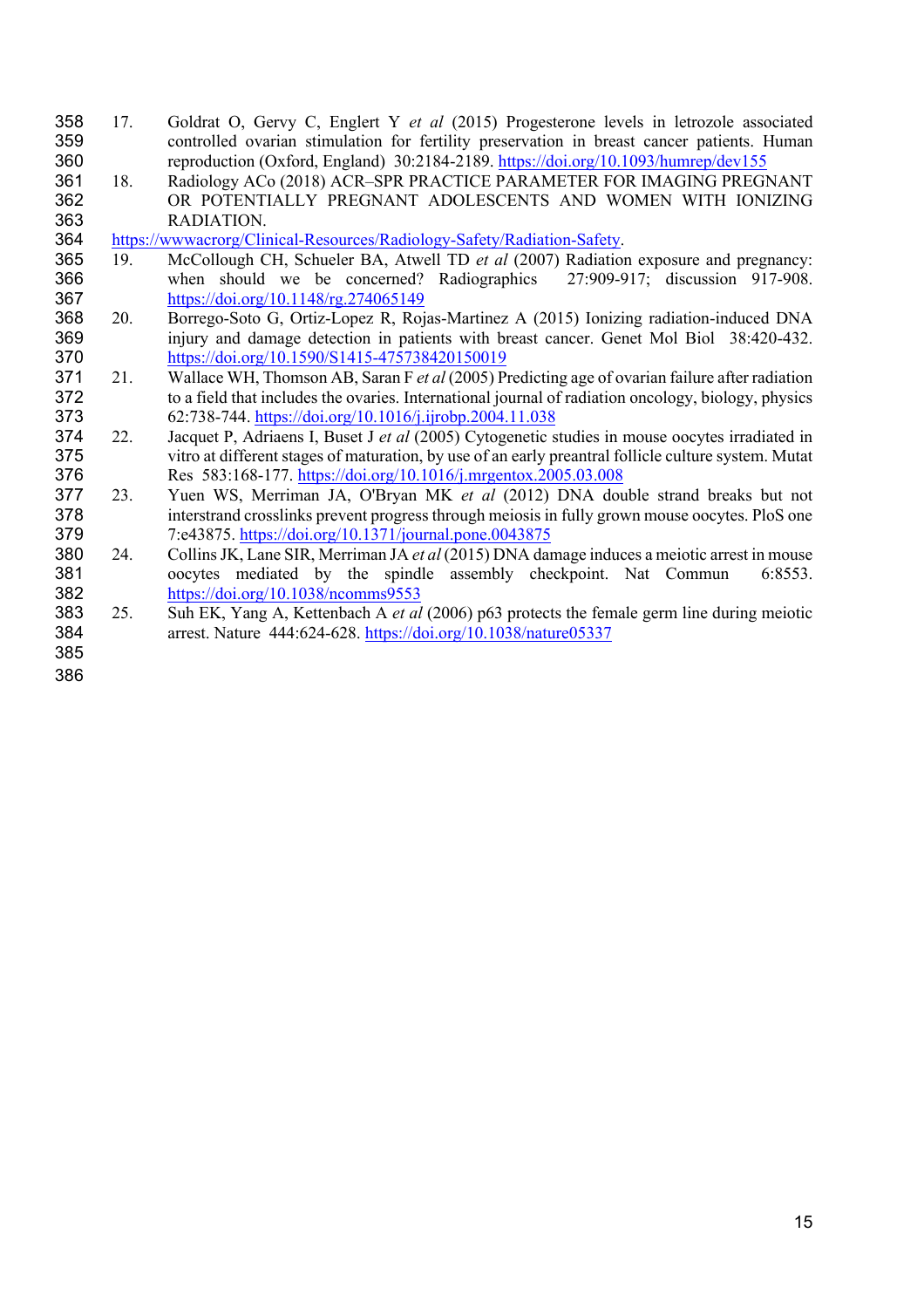17. Goldrat O, Gervy C, Englert Y *et al* (2015) Progesterone levels in letrozole associated controlled ovarian stimulation for fertility preservation in breast cancer patients. Human reproduction (Oxford, England) 30:2184-2189. https://doi.org/10.1093/humrep/dev155
18. Radiology ACo (2018) ACR–SPR PRACTICE PARAMETER FOR IMAGING PREGNANT OR POTENTIALLY PREGNANT ADOLESCENTS AND WOMEN WITH IONIZING RADIATION. https://wwwacrorg/Clinical-Resources/Radiology-Safety/Radiation-Safety.
19. McCollough CH, Schueler BA, Atwell TD *et al* (2007) Radiation exposure and pregnancy: when should we be concerned? Radiographics 27:909-917; discussion 917-908. https://doi.org/10.1148/rg.274065149
20. Borrego-Soto G, Ortiz-Lopez R, Rojas-Martinez A (2015) Ionizing radiation-induced DNA injury and damage detection in patients with breast cancer. Genet Mol Biol 38:420-432. https://doi.org/10.1590/S1415-475738420150019
21. Wallace WH, Thomson AB, Saran F *et al* (2005) Predicting age of ovarian failure after radiation to a field that includes the ovaries. International journal of radiation oncology, biology, physics 62:738-744. https://doi.org/10.1016/j.ijrobp.2004.11.038
22. Jacquet P, Adriaens I, Buset J *et al* (2005) Cytogenetic studies in mouse oocytes irradiated in vitro at different stages of maturation, by use of an early preantral follicle culture system. Mutat Res 583:168-177. https://doi.org/10.1016/j.mrgentox.2005.03.008
23. Yuen WS, Merriman JA, O'Bryan MK *et al* (2012) DNA double strand breaks but not interstrand crosslinks prevent progress through meiosis in fully grown mouse oocytes. PloS one 7:e43875. https://doi.org/10.1371/journal.pone.0043875
24. Collins JK, Lane SIR, Merriman JA *et al* (2015) DNA damage induces a meiotic arrest in mouse oocytes mediated by the spindle assembly checkpoint. Nat Commun 6:8553. https://doi.org/10.1038/ncomms9553
25. Suh EK, Yang A, Kettenbach A *et al* (2006) p63 protects the female germ line during meiotic arrest. Nature 444:624-628. https://doi.org/10.1038/nature05337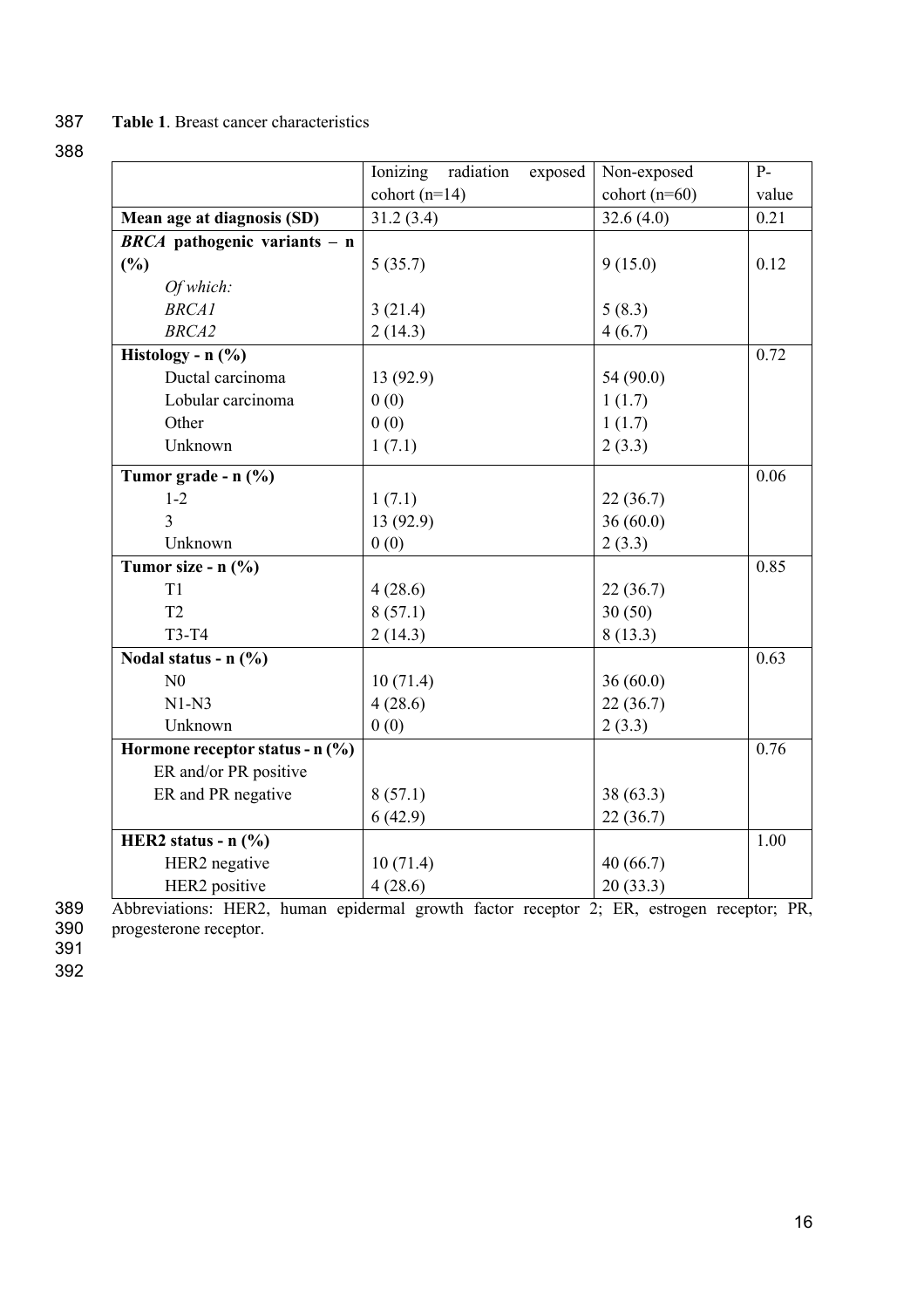**Table 1**. Breast cancer characteristics

| | Ionizing radiation exposed cohort (n=14) | Non-exposed cohort (n=60) | P-value |
|---|---|---|---|
| **Mean age at diagnosis (SD)** | 31.2 (3.4) | 32.6 (4.0) | 0.21 |
| ***BRCA* pathogenic variants – n (%)** | 5 (35.7) | 9 (15.0) | 0.12 |
| *Of which:* | | | |
| *BRCA1* | 3 (21.4) | 5 (8.3) | |
| *BRCA2* | 2 (14.3) | 4 (6.7) | |
| **Histology - n (%)** | | | 0.72 |
| Ductal carcinoma | 13 (92.9) | 54 (90.0) | |
| Lobular carcinoma | 0 (0) | 1 (1.7) | |
| Other | 0 (0) | 1 (1.7) | |
| Unknown | 1 (7.1) | 2 (3.3) | |
| **Tumor grade - n (%)** | | | 0.06 |
| 1-2 | 1 (7.1) | 22 (36.7) | |
| 3 | 13 (92.9) | 36 (60.0) | |
| Unknown | 0 (0) | 2 (3.3) | |
| **Tumor size - n (%)** | | | 0.85 |
| T1 | 4 (28.6) | 22 (36.7) | |
| T2 | 8 (57.1) | 30 (50) | |
| T3-T4 | 2 (14.3) | 8 (13.3) | |
| **Nodal status - n (%)** | | | 0.63 |
| N0 | 10 (71.4) | 36 (60.0) | |
| N1-N3 | 4 (28.6) | 22 (36.7) | |
| Unknown | 0 (0) | 2 (3.3) | |
| **Hormone receptor status - n (%)** | | | 0.76 |
| ER and/or PR positive | 8 (57.1) | 38 (63.3) | |
| ER and PR negative | 6 (42.9) | 22 (36.7) | |
| **HER2 status - n (%)** | | | 1.00 |
| HER2 negative | 10 (71.4) | 40 (66.7) | |
| HER2 positive | 4 (28.6) | 20 (33.3) | |

Abbreviations: HER2, human epidermal growth factor receptor 2; ER, estrogen receptor; PR, progesterone receptor.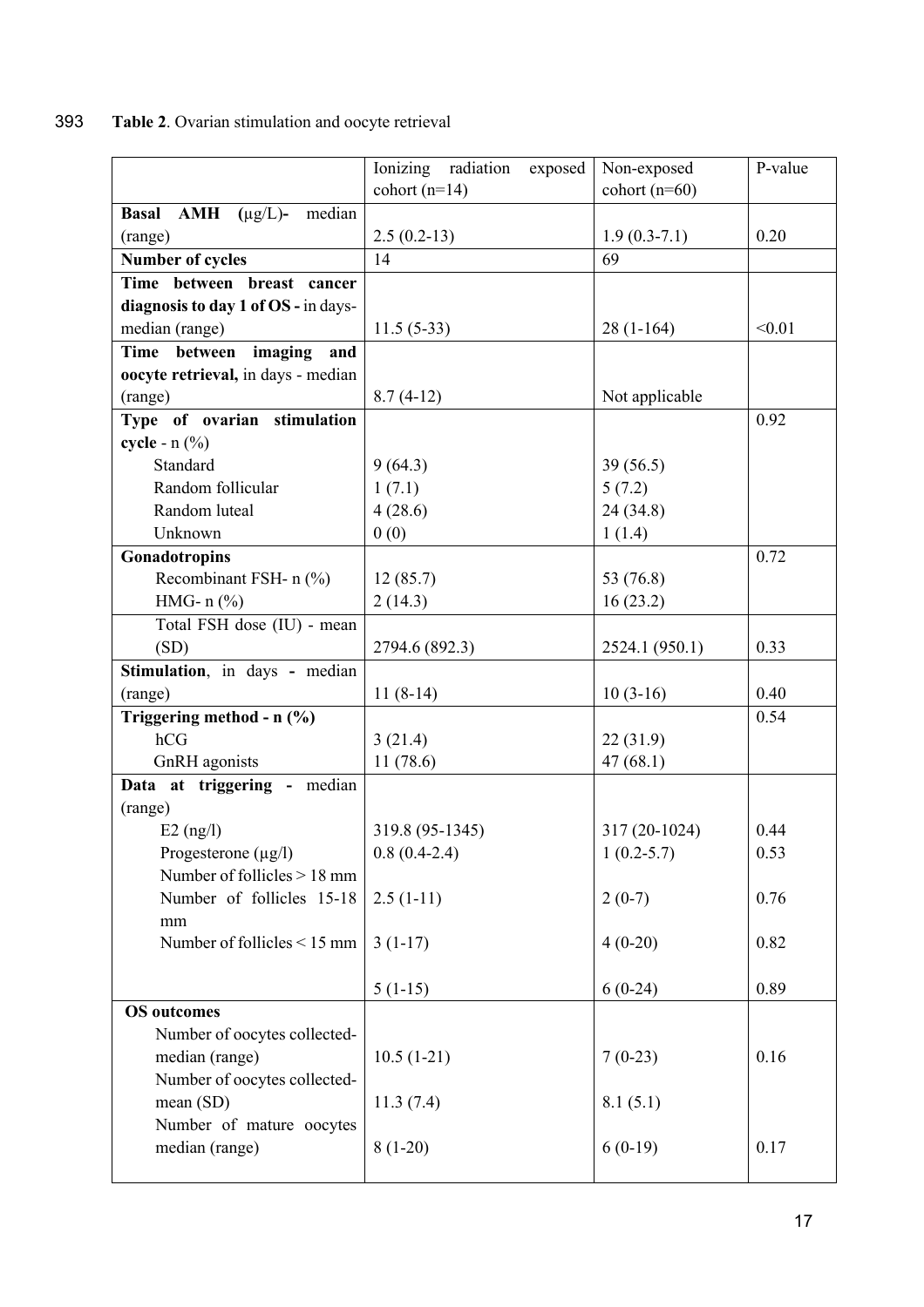**Table 2**. Ovarian stimulation and oocyte retrieval

| | Ionizing radiation exposed cohort (n=14) | Non-exposed cohort (n=60) | P-value |
|---|---|---|---|
| **Basal AMH (µg/L)-** median (range) | 2.5 (0.2-13) | 1.9 (0.3-7.1) | 0.20 |
| **Number of cycles** | 14 | 69 | |
| **Time between breast cancer diagnosis to day 1 of OS -** in days-median (range) | 11.5 (5-33) | 28 (1-164) | <0.01 |
| **Time between imaging and oocyte retrieval,** in days - median (range) | 8.7 (4-12) | Not applicable | |
| **Type of ovarian stimulation cycle** - n (%) | | | 0.92 |
| Standard | 9 (64.3) | 39 (56.5) | |
| Random follicular | 1 (7.1) | 5 (7.2) | |
| Random luteal | 4 (28.6) | 24 (34.8) | |
| Unknown | 0 (0) | 1 (1.4) | |
| **Gonadotropins** | | | 0.72 |
| Recombinant FSH- n (%) | 12 (85.7) | 53 (76.8) | |
| HMG- n (%) | 2 (14.3) | 16 (23.2) | |
| Total FSH dose (IU) - mean (SD) | 2794.6 (892.3) | 2524.1 (950.1) | 0.33 |
| **Stimulation**, in days **-** median (range) | 11 (8-14) | 10 (3-16) | 0.40 |
| **Triggering method - n (%)** | | | 0.54 |
| hCG | 3 (21.4) | 22 (31.9) | |
| GnRH agonists | 11 (78.6) | 47 (68.1) | |
| **Data at triggering -** median (range) | | | |
| E2 (ng/l) | 319.8 (95-1345) | 317 (20-1024) | 0.44 |
| Progesterone (µg/l) | 0.8 (0.4-2.4) | 1 (0.2-5.7) | 0.53 |
| Number of follicles > 18 mm | 2.5 (1-11) | 2 (0-7) | 0.76 |
| Number of follicles 15-18 mm | 3 (1-17) | 4 (0-20) | 0.82 |
| Number of follicles < 15 mm | 5 (1-15) | 6 (0-24) | 0.89 |
| **OS outcomes** | | | |
| Number of oocytes collected- median (range) | 10.5 (1-21) | 7 (0-23) | 0.16 |
| Number of oocytes collected- mean (SD) | 11.3 (7.4) | 8.1 (5.1) | |
| Number of mature oocytes median (range) | 8 (1-20) | 6 (0-19) | 0.17 |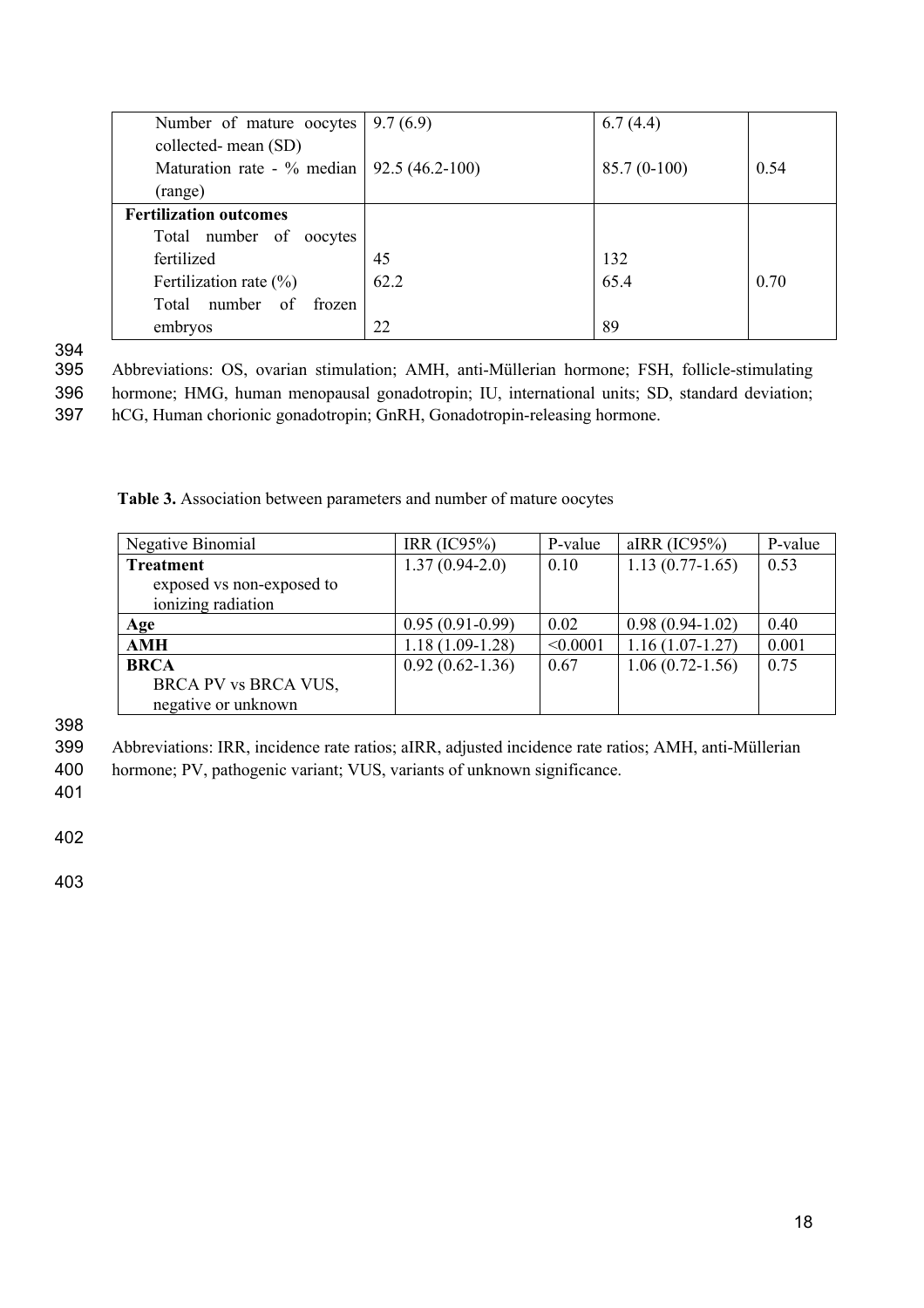| | | | |
|---|---|---|---|
| Number of mature oocytes collected- mean (SD) | 9.7 (6.9) | 6.7 (4.4) | |
| Maturation rate - % median (range) | 92.5 (46.2-100) | 85.7 (0-100) | 0.54 |
| **Fertilization outcomes** | | | |
| Total number of oocytes fertilized | 45 | 132 | |
| Fertilization rate (%) | 62.2 | 65.4 | 0.70 |
| Total number of frozen embryos | 22 | 89 | |

Abbreviations: OS, ovarian stimulation; AMH, anti-Müllerian hormone; FSH, follicle-stimulating hormone; HMG, human menopausal gonadotropin; IU, international units; SD, standard deviation; hCG, Human chorionic gonadotropin; GnRH, Gonadotropin-releasing hormone.

**Table 3.** Association between parameters and number of mature oocytes

| Negative Binomial | IRR (IC95%) | P-value | aIRR (IC95%) | P-value |
|---|---|---|---|---|
| **Treatment**<br>exposed vs non-exposed to ionizing radiation | 1.37 (0.94-2.0) | 0.10 | 1.13 (0.77-1.65) | 0.53 |
| **Age** | 0.95 (0.91-0.99) | 0.02 | 0.98 (0.94-1.02) | 0.40 |
| **AMH** | 1.18 (1.09-1.28) | <0.0001 | 1.16 (1.07-1.27) | 0.001 |
| **BRCA**<br>BRCA PV vs BRCA VUS, negative or unknown | 0.92 (0.62-1.36) | 0.67 | 1.06 (0.72-1.56) | 0.75 |

Abbreviations: IRR, incidence rate ratios; aIRR, adjusted incidence rate ratios; AMH, anti-Müllerian hormone; PV, pathogenic variant; VUS, variants of unknown significance.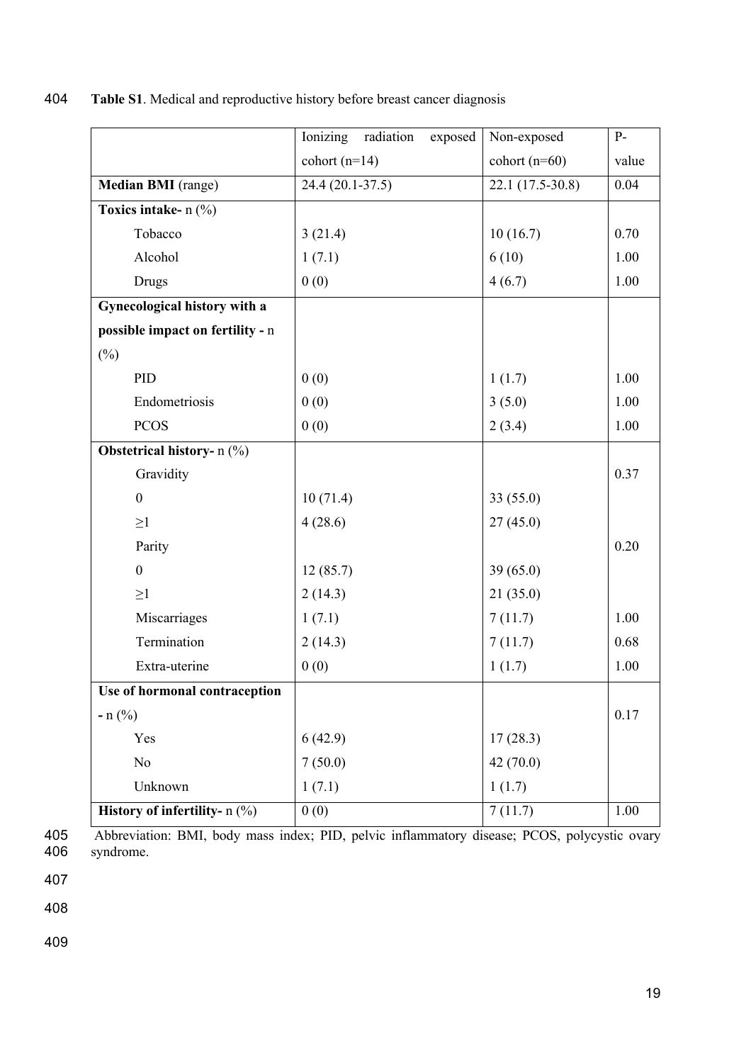**Table S1**. Medical and reproductive history before breast cancer diagnosis

| | Ionizing radiation exposed cohort (n=14) | Non-exposed cohort (n=60) | P-value |
|---|---|---|---|
| **Median BMI** (range) | 24.4 (20.1-37.5) | 22.1 (17.5-30.8) | 0.04 |
| **Toxics intake-** n (%) | | | |
| Tobacco | 3 (21.4) | 10 (16.7) | 0.70 |
| Alcohol | 1 (7.1) | 6 (10) | 1.00 |
| Drugs | 0 (0) | 4 (6.7) | 1.00 |
| **Gynecological history with a possible impact on fertility -** n (%) | | | |
| PID | 0 (0) | 1 (1.7) | 1.00 |
| Endometriosis | 0 (0) | 3 (5.0) | 1.00 |
| PCOS | 0 (0) | 2 (3.4) | 1.00 |
| **Obstetrical history-** n (%) | | | |
| Gravidity | | | 0.37 |
| 0 | 10 (71.4) | 33 (55.0) | |
| ≥1 | 4 (28.6) | 27 (45.0) | |
| Parity | | | 0.20 |
| 0 | 12 (85.7) | 39 (65.0) | |
| ≥1 | 2 (14.3) | 21 (35.0) | |
| Miscarriages | 1 (7.1) | 7 (11.7) | 1.00 |
| Termination | 2 (14.3) | 7 (11.7) | 0.68 |
| Extra-uterine | 0 (0) | 1 (1.7) | 1.00 |
| **Use of hormonal contraception - n** (%) | | | 0.17 |
| Yes | 6 (42.9) | 17 (28.3) | |
| No | 7 (50.0) | 42 (70.0) | |
| Unknown | 1 (7.1) | 1 (1.7) | |
| **History of infertility-** n (%) | 0 (0) | 7 (11.7) | 1.00 |

Abbreviation: BMI, body mass index; PID, pelvic inflammatory disease; PCOS, polycystic ovary syndrome.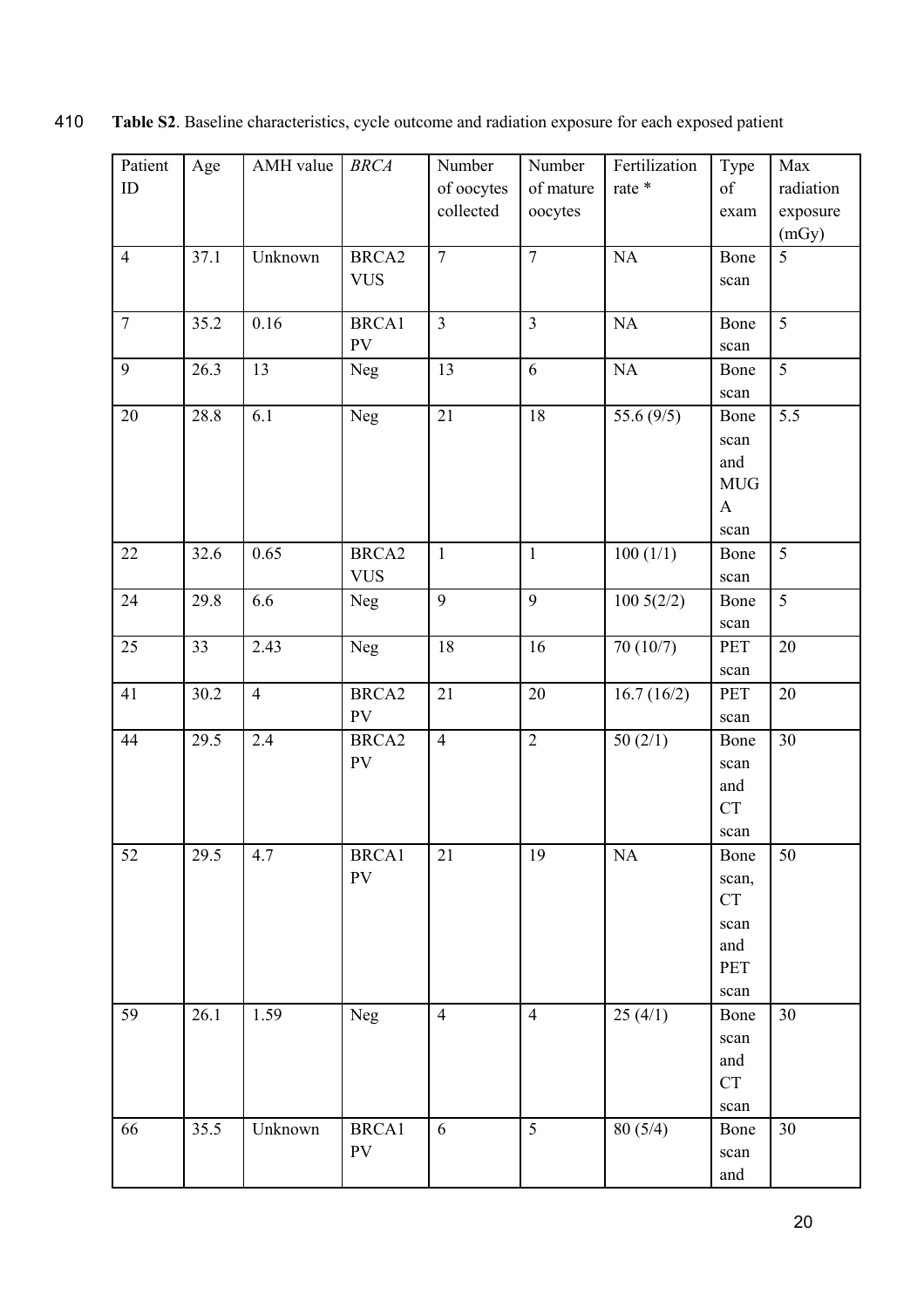**Table S2**. Baseline characteristics, cycle outcome and radiation exposure for each exposed patient

| Patient ID | Age | AMH value | *BRCA* | Number of oocytes collected | Number of mature oocytes | Fertilization rate * | Type of exam | Max radiation exposure (mGy) |
|---|---|---|---|---|---|---|---|---|
| 4 | 37.1 | Unknown | BRCA2 VUS | 7 | 7 | NA | Bone scan | 5 |
| 7 | 35.2 | 0.16 | BRCA1 PV | 3 | 3 | NA | Bone scan | 5 |
| 9 | 26.3 | 13 | Neg | 13 | 6 | NA | Bone scan | 5 |
| 20 | 28.8 | 6.1 | Neg | 21 | 18 | 55.6 (9/5) | Bone scan and MUGA scan | 5.5 |
| 22 | 32.6 | 0.65 | BRCA2 VUS | 1 | 1 | 100 (1/1) | Bone scan | 5 |
| 24 | 29.8 | 6.6 | Neg | 9 | 9 | 100 5(2/2) | Bone scan | 5 |
| 25 | 33 | 2.43 | Neg | 18 | 16 | 70 (10/7) | PET scan | 20 |
| 41 | 30.2 | 4 | BRCA2 PV | 21 | 20 | 16.7 (16/2) | PET scan | 20 |
| 44 | 29.5 | 2.4 | BRCA2 PV | 4 | 2 | 50 (2/1) | Bone scan and CT scan | 30 |
| 52 | 29.5 | 4.7 | BRCA1 PV | 21 | 19 | NA | Bone scan, CT scan and PET scan | 50 |
| 59 | 26.1 | 1.59 | Neg | 4 | 4 | 25 (4/1) | Bone scan and CT scan | 30 |
| 66 | 35.5 | Unknown | BRCA1 PV | 6 | 5 | 80 (5/4) | Bone scan and | 30 |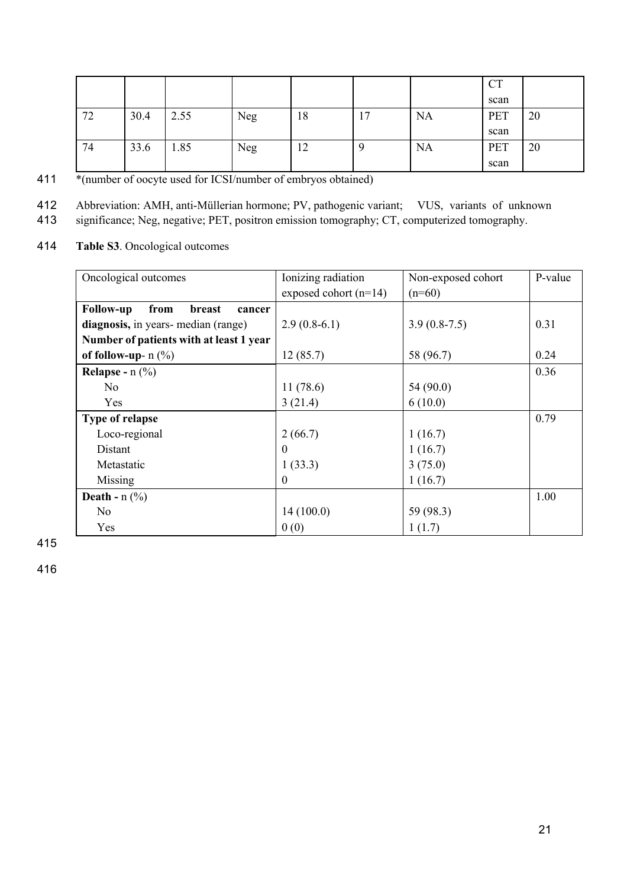| | | | | | | | | |
|---|---|---|---|---|---|---|---|---|
| | | | | | | | CT scan | |
| 72 | 30.4 | 2.55 | Neg | 18 | 17 | NA | PET scan | 20 |
| 74 | 33.6 | 1.85 | Neg | 12 | 9 | NA | PET scan | 20 |

*(number of oocyte used for ICSI/number of embryos obtained)

Abbreviation: AMH, anti-Müllerian hormone; PV, pathogenic variant; VUS, variants of unknown significance; Neg, negative; PET, positron emission tomography; CT, computerized tomography.

**Table S3**. Oncological outcomes

| Oncological outcomes | Ionizing radiation exposed cohort (n=14) | Non-exposed cohort (n=60) | P-value |
|---|---|---|---|
| **Follow-up from breast cancer diagnosis,** in years- median (range) | 2.9 (0.8-6.1) | 3.9 (0.8-7.5) | 0.31 |
| **Number of patients with at least 1 year of follow-up**- n (%) | 12 (85.7) | 58 (96.7) | 0.24 |
| **Relapse -** n (%) | | | 0.36 |
| No | 11 (78.6) | 54 (90.0) | |
| Yes | 3 (21.4) | 6 (10.0) | |
| **Type of relapse** | | | 0.79 |
| Loco-regional | 2 (66.7) | 1 (16.7) | |
| Distant | 0 | 1 (16.7) | |
| Metastatic | 1 (33.3) | 3 (75.0) | |
| Missing | 0 | 1 (16.7) | |
| **Death -** n (%) | | | 1.00 |
| No | 14 (100.0) | 59 (98.3) | |
| Yes | 0 (0) | 1 (1.7) | |